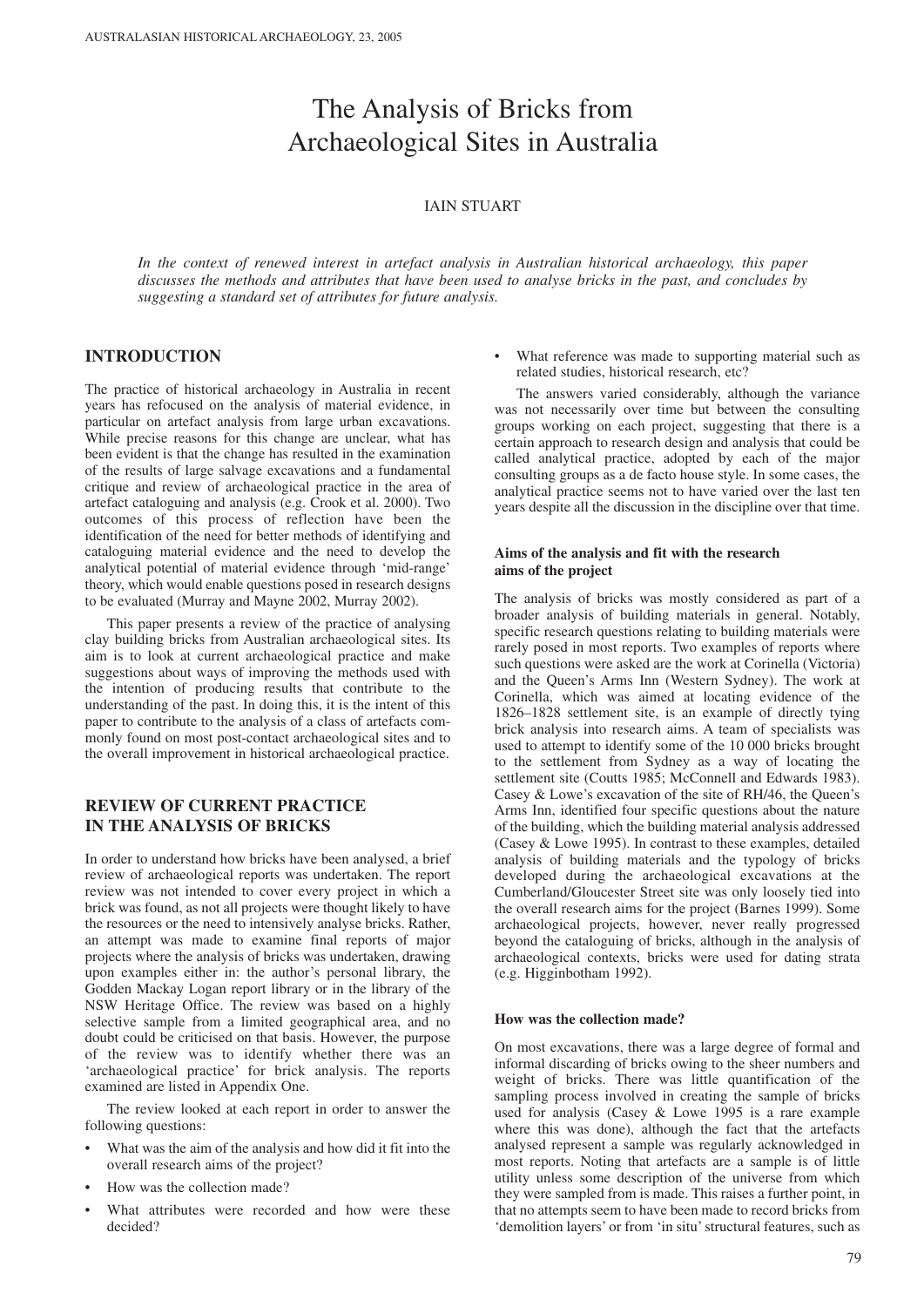# The Analysis of Bricks from Archaeological Sites in Australia

IAIN STUART

*In the context of renewed interest in artefact analysis in Australian historical archaeology, this paper discusses the methods and attributes that have been used to analyse bricks in the past, and concludes by suggesting a standard set of attributes for future analysis.*

## INTRODUCTION

The practice of historical archaeology in Australia in recent years has refocused on the analysis of material evidence, in particular on artefact analysis from large urban excavations. While precise reasons for this change are unclear, what has been evident is that the change has resulted in the examination of the results of large salvage excavations and a fundamental critique and review of archaeological practice in the area of artefact cataloguing and analysis (e.g. Crook et al. 2000). Two outcomes of this process of reflection have been the identification of the need for better methods of identifying and cataloguing material evidence and the need to develop the analytical potential of material evidence through 'mid-range' theory, which would enable questions posed in research designs to be evaluated (Murray and Mayne 2002, Murray 2002).

This paper presents a review of the practice of analysing clay building bricks from Australian archaeological sites. Its aim is to look at current archaeological practice and make suggestions about ways of improving the methods used with the intention of producing results that contribute to the understanding of the past. In doing this, it is the intent of this paper to contribute to the analysis of a class of artefacts commonly found on most post-contact archaeological sites and to the overall improvement in historical archaeological practice.

## REVIEW OF CURRENT PRACTICE IN THE ANALYSIS OF BRICKS

In order to understand how bricks have been analysed, a brief review of archaeological reports was undertaken. The report review was not intended to cover every project in which a brick was found, as not all projects were thought likely to have the resources or the need to intensively analyse bricks. Rather, an attempt was made to examine final reports of major projects where the analysis of bricks was undertaken, drawing upon examples either in: the author's personal library, the Godden Mackay Logan report library or in the library of the NSW Heritage Office. The review was based on a highly selective sample from a limited geographical area, and no doubt could be criticised on that basis. However, the purpose of the review was to identify whether there was an 'archaeological practice' for brick analysis. The reports examined are listed in Appendix One.

The review looked at each report in order to answer the following questions:

- What was the aim of the analysis and how did it fit into the overall research aims of the project?
- How was the collection made?
- What attributes were recorded and how were these decided?
- What reference was made to supporting material such as related studies, historical research, etc?

The answers varied considerably, although the variance was not necessarily over time but between the consulting groups working on each project, suggesting that there is a certain approach to research design and analysis that could be called analytical practice, adopted by each of the major consulting groups as a de facto house style. In some cases, the analytical practice seems not to have varied over the last ten years despite all the discussion in the discipline over that time.

#### Aims of the analysis and fit with the research aims of the project

The analysis of bricks was mostly considered as part of a broader analysis of building materials in general. Notably, specific research questions relating to building materials were rarely posed in most reports. Two examples of reports where such questions were asked are the work at Corinella (Victoria) and the Queen's Arms Inn (Western Sydney). The work at Corinella, which was aimed at locating evidence of the 1826–1828 settlement site, is an example of directly tying brick analysis into research aims. A team of specialists was used to attempt to identify some of the 10 000 bricks brought to the settlement from Sydney as a way of locating the settlement site (Coutts 1985; McConnell and Edwards 1983). Casey & Lowe's excavation of the site of RH/46, the Queen's Arms Inn, identified four specific questions about the nature of the building, which the building material analysis addressed (Casey & Lowe 1995). In contrast to these examples, detailed analysis of building materials and the typology of bricks developed during the archaeological excavations at the Cumberland/Gloucester Street site was only loosely tied into the overall research aims for the project (Barnes 1999). Some archaeological projects, however, never really progressed beyond the cataloguing of bricks, although in the analysis of archaeological contexts, bricks were used for dating strata (e.g. Higginbotham 1992).

#### How was the collection made?

On most excavations, there was a large degree of formal and informal discarding of bricks owing to the sheer numbers and weight of bricks. There was little quantification of the sampling process involved in creating the sample of bricks used for analysis (Casey & Lowe 1995 is a rare example where this was done), although the fact that the artefacts analysed represent a sample was regularly acknowledged in most reports. Noting that artefacts are a sample is of little utility unless some description of the universe from which they were sampled from is made. This raises a further point, in that no attempts seem to have been made to record bricks from 'demolition layers' or from 'in situ' structural features, such as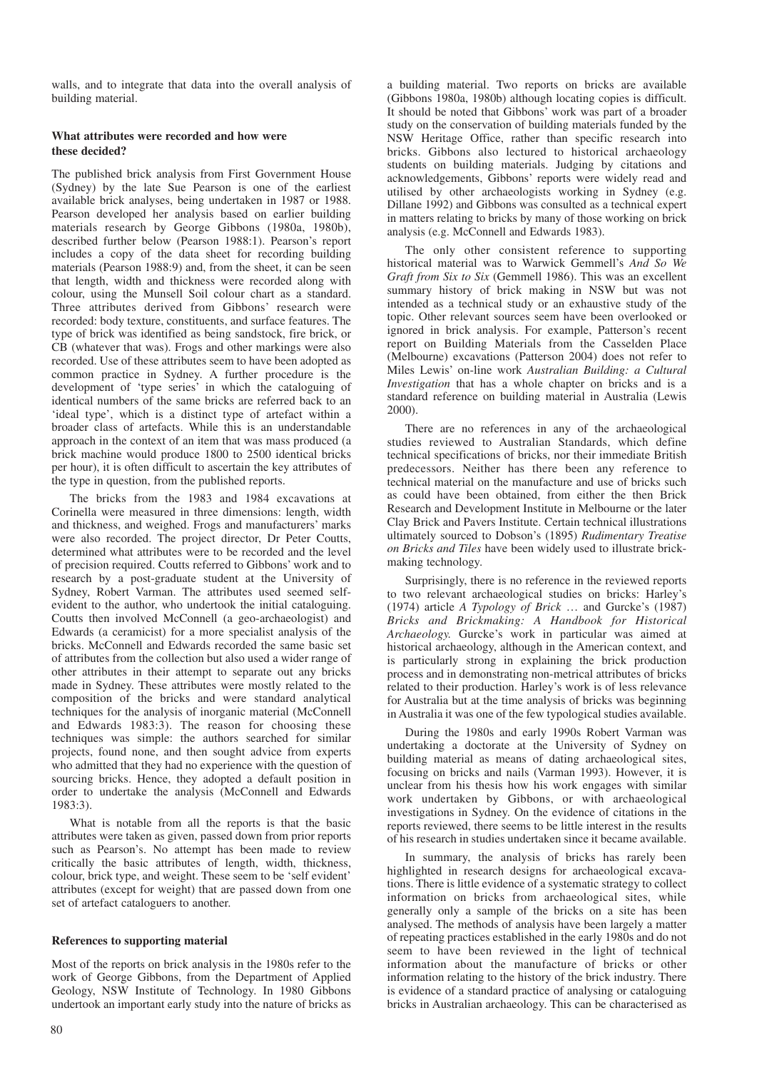walls, and to integrate that data into the overall analysis of building material.

### What attributes were recorded and how were these decided?

The published brick analysis from First Government House (Sydney) by the late Sue Pearson is one of the earliest available brick analyses, being undertaken in 1987 or 1988. Pearson developed her analysis based on earlier building materials research by George Gibbons (1980a, 1980b), described further below (Pearson 1988:1). Pearson's report includes a copy of the data sheet for recording building materials (Pearson 1988:9) and, from the sheet, it can be seen that length, width and thickness were recorded along with colour, using the Munsell Soil colour chart as a standard. Three attributes derived from Gibbons' research were recorded: body texture, constituents, and surface features. The type of brick was identified as being sandstock, fire brick, or CB (whatever that was). Frogs and other markings were also recorded. Use of these attributes seem to have been adopted as common practice in Sydney. A further procedure is the development of 'type series' in which the cataloguing of identical numbers of the same bricks are referred back to an 'ideal type', which is a distinct type of artefact within a broader class of artefacts. While this is an understandable approach in the context of an item that was mass produced (a brick machine would produce 1800 to 2500 identical bricks per hour), it is often difficult to ascertain the key attributes of the type in question, from the published reports.

The bricks from the 1983 and 1984 excavations at Corinella were measured in three dimensions: length, width and thickness, and weighed. Frogs and manufacturers' marks were also recorded. The project director, Dr Peter Coutts, determined what attributes were to be recorded and the level of precision required. Coutts referred to Gibbons' work and to research by a post-graduate student at the University of Sydney, Robert Varman. The attributes used seemed self-evident to the author, who undertook the initial cataloguing. Coutts then involved McConnell (a geo-archaeologist) and Edwards (a ceramicist) for a more specialist analysis of the bricks. McConnell and Edwards recorded the same basic set of attributes from the collection but also used a wider range of other attributes in their attempt to separate out any bricks made in Sydney. These attributes were mostly related to the composition of the bricks and were standard analytical techniques for the analysis of inorganic material (McConnell and Edwards 1983:3). The reason for choosing these techniques was simple: the authors searched for similar projects, found none, and then sought advice from experts who admitted that they had no experience with the question of sourcing bricks. Hence, they adopted a default position in order to undertake the analysis (McConnell and Edwards 1983:3).

What is notable from all the reports is that the basic attributes were taken as given, passed down from prior reports such as Pearson's. No attempt has been made to review critically the basic attributes of length, width, thickness, colour, brick type, and weight. These seem to be 'self evident' attributes (except for weight) that are passed down from one set of artefact cataloguers to another.

### References to supporting material

Most of the reports on brick analysis in the 1980s refer to the work of George Gibbons, from the Department of Applied Geology, NSW Institute of Technology. In 1980 Gibbons undertook an important early study into the nature of bricks as a building material. Two reports on bricks are available (Gibbons 1980a, 1980b) although locating copies is difficult. It should be noted that Gibbons' work was part of a broader study on the conservation of building materials funded by the NSW Heritage Office, rather than specific research into bricks. Gibbons also lectured to historical archaeology students on building materials. Judging by citations and acknowledgements, Gibbons' reports were widely read and utilised by other archaeologists working in Sydney (e.g. Dillane 1992) and Gibbons was consulted as a technical expert in matters relating to bricks by many of those working on brick analysis (e.g. McConnell and Edwards 1983).

The only other consistent reference to supporting historical material was to Warwick Gemmell's *And So We Graft from Six to Six* (Gemmell 1986). This was an excellent summary history of brick making in NSW but was not intended as a technical study or an exhaustive study of the topic. Other relevant sources seem have been overlooked or ignored in brick analysis. For example, Patterson's recent report on Building Materials from the Casselden Place (Melbourne) excavations (Patterson 2004) does not refer to Miles Lewis' on-line work *Australian Building: a Cultural Investigation* that has a whole chapter on bricks and is a standard reference on building material in Australia (Lewis 2000).

There are no references in any of the archaeological studies reviewed to Australian Standards, which define technical specifications of bricks, nor their immediate British predecessors. Neither has there been any reference to technical material on the manufacture and use of bricks such as could have been obtained, from either the then Brick Research and Development Institute in Melbourne or the later Clay Brick and Pavers Institute. Certain technical illustrations ultimately sourced to Dobson's (1895) *Rudimentary Treatise on Bricks and Tiles* have been widely used to illustrate brick-making technology.

Surprisingly, there is no reference in the reviewed reports to two relevant archaeological studies on bricks: Harley's (1974) article *A Typology of Brick …* and Gurcke's (1987) *Bricks and Brickmaking: A Handbook for Historical Archaeology.* Gurcke's work in particular was aimed at historical archaeology, although in the American context, and is particularly strong in explaining the brick production process and in demonstrating non-metrical attributes of bricks related to their production. Harley's work is of less relevance for Australia but at the time analysis of bricks was beginning in Australia it was one of the few typological studies available.

During the 1980s and early 1990s Robert Varman was undertaking a doctorate at the University of Sydney on building material as means of dating archaeological sites, focusing on bricks and nails (Varman 1993). However, it is unclear from his thesis how his work engages with similar work undertaken by Gibbons, or with archaeological investigations in Sydney. On the evidence of citations in the reports reviewed, there seems to be little interest in the results of his research in studies undertaken since it became available.

In summary, the analysis of bricks has rarely been highlighted in research designs for archaeological excavations. There is little evidence of a systematic strategy to collect information on bricks from archaeological sites, while generally only a sample of the bricks on a site has been analysed. The methods of analysis have been largely a matter of repeating practices established in the early 1980s and do not seem to have been reviewed in the light of technical information about the manufacture of bricks or other information relating to the history of the brick industry. There is evidence of a standard practice of analysing or cataloguing bricks in Australian archaeology. This can be characterised as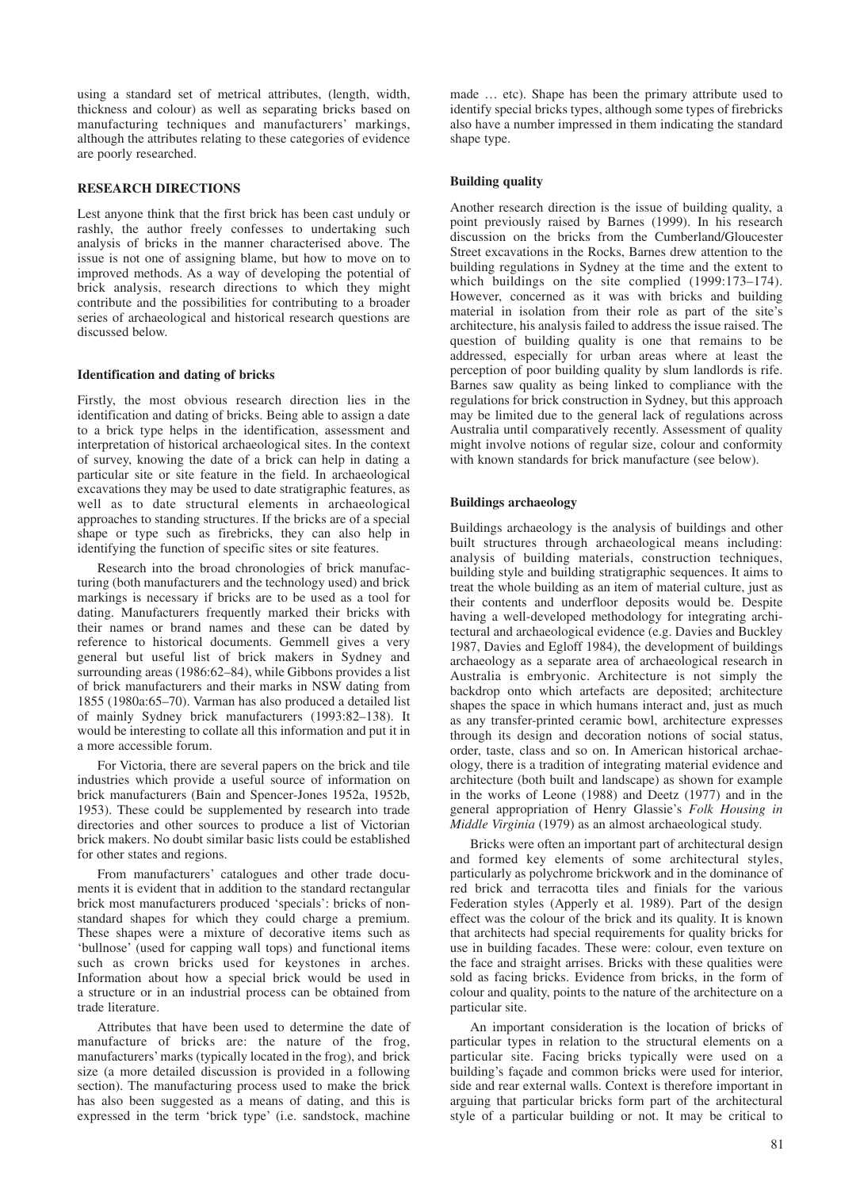using a standard set of metrical attributes, (length, width, thickness and colour) as well as separating bricks based on manufacturing techniques and manufacturers' markings, although the attributes relating to these categories of evidence are poorly researched.

## RESEARCH DIRECTIONS

Lest anyone think that the first brick has been cast unduly or rashly, the author freely confesses to undertaking such analysis of bricks in the manner characterised above. The issue is not one of assigning blame, but how to move on to improved methods. As a way of developing the potential of brick analysis, research directions to which they might contribute and the possibilities for contributing to a broader series of archaeological and historical research questions are discussed below.

### Identification and dating of bricks

Firstly, the most obvious research direction lies in the identification and dating of bricks. Being able to assign a date to a brick type helps in the identification, assessment and interpretation of historical archaeological sites. In the context of survey, knowing the date of a brick can help in dating a particular site or site feature in the field. In archaeological excavations they may be used to date stratigraphic features, as well as to date structural elements in archaeological approaches to standing structures. If the bricks are of a special shape or type such as firebricks, they can also help in identifying the function of specific sites or site features.

Research into the broad chronologies of brick manufacturing (both manufacturers and the technology used) and brick markings is necessary if bricks are to be used as a tool for dating. Manufacturers frequently marked their bricks with their names or brand names and these can be dated by reference to historical documents. Gemmell gives a very general but useful list of brick makers in Sydney and surrounding areas (1986:62–84), while Gibbons provides a list of brick manufacturers and their marks in NSW dating from 1855 (1980a:65–70). Varman has also produced a detailed list of mainly Sydney brick manufacturers (1993:82–138). It would be interesting to collate all this information and put it in a more accessible forum.

For Victoria, there are several papers on the brick and tile industries which provide a useful source of information on brick manufacturers (Bain and Spencer-Jones 1952a, 1952b, 1953). These could be supplemented by research into trade directories and other sources to produce a list of Victorian brick makers. No doubt similar basic lists could be established for other states and regions.

From manufacturers' catalogues and other trade documents it is evident that in addition to the standard rectangular brick most manufacturers produced 'specials': bricks of non-standard shapes for which they could charge a premium. These shapes were a mixture of decorative items such as 'bullnose' (used for capping wall tops) and functional items such as crown bricks used for keystones in arches. Information about how a special brick would be used in a structure or in an industrial process can be obtained from trade literature.

Attributes that have been used to determine the date of manufacture of bricks are: the nature of the frog, manufacturers' marks (typically located in the frog), and brick size (a more detailed discussion is provided in a following section). The manufacturing process used to make the brick has also been suggested as a means of dating, and this is expressed in the term 'brick type' (i.e. sandstock, machine made … etc). Shape has been the primary attribute used to identify special bricks types, although some types of firebricks also have a number impressed in them indicating the standard shape type.

### Building quality

Another research direction is the issue of building quality, a point previously raised by Barnes (1999). In his research discussion on the bricks from the Cumberland/Gloucester Street excavations in the Rocks, Barnes drew attention to the building regulations in Sydney at the time and the extent to which buildings on the site complied (1999:173–174). However, concerned as it was with bricks and building material in isolation from their role as part of the site's architecture, his analysis failed to address the issue raised. The question of building quality is one that remains to be addressed, especially for urban areas where at least the perception of poor building quality by slum landlords is rife. Barnes saw quality as being linked to compliance with the regulations for brick construction in Sydney, but this approach may be limited due to the general lack of regulations across Australia until comparatively recently. Assessment of quality might involve notions of regular size, colour and conformity with known standards for brick manufacture (see below).

### Buildings archaeology

Buildings archaeology is the analysis of buildings and other built structures through archaeological means including: analysis of building materials, construction techniques, building style and building stratigraphic sequences. It aims to treat the whole building as an item of material culture, just as their contents and underfloor deposits would be. Despite having a well-developed methodology for integrating architectural and archaeological evidence (e.g. Davies and Buckley 1987, Davies and Egloff 1984), the development of buildings archaeology as a separate area of archaeological research in Australia is embryonic. Architecture is not simply the backdrop onto which artefacts are deposited; architecture shapes the space in which humans interact and, just as much as any transfer-printed ceramic bowl, architecture expresses through its design and decoration notions of social status, order, taste, class and so on. In American historical archaeology, there is a tradition of integrating material evidence and architecture (both built and landscape) as shown for example in the works of Leone (1988) and Deetz (1977) and in the general appropriation of Henry Glassie's *Folk Housing in Middle Virginia* (1979) as an almost archaeological study.

Bricks were often an important part of architectural design and formed key elements of some architectural styles, particularly as polychrome brickwork and in the dominance of red brick and terracotta tiles and finials for the various Federation styles (Apperly et al. 1989). Part of the design effect was the colour of the brick and its quality. It is known that architects had special requirements for quality bricks for use in building facades. These were: colour, even texture on the face and straight arrises. Bricks with these qualities were sold as facing bricks. Evidence from bricks, in the form of colour and quality, points to the nature of the architecture on a particular site.

An important consideration is the location of bricks of particular types in relation to the structural elements on a particular site. Facing bricks typically were used on a building's façade and common bricks were used for interior, side and rear external walls. Context is therefore important in arguing that particular bricks form part of the architectural style of a particular building or not. It may be critical to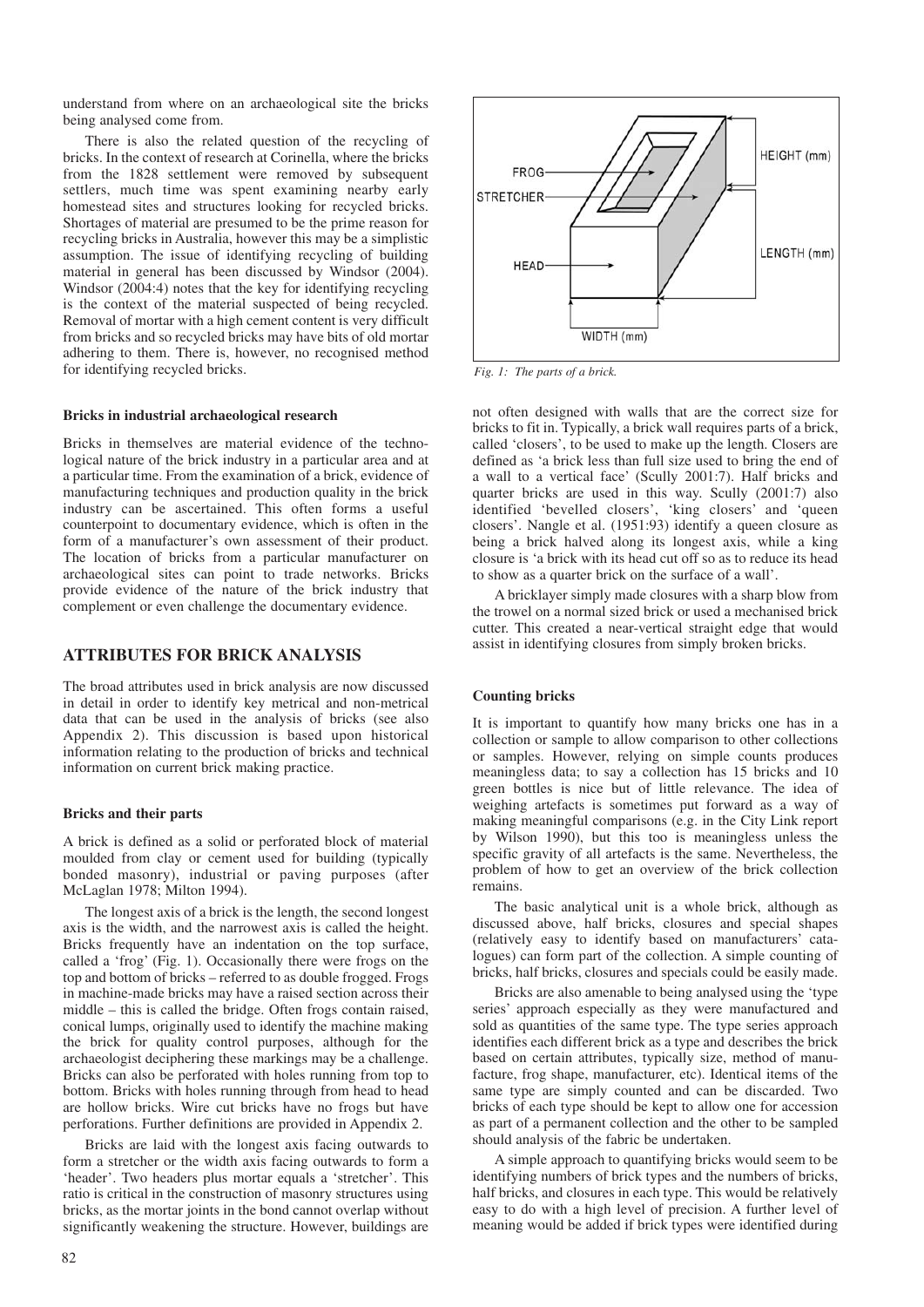understand from where on an archaeological site the bricks being analysed come from.

There is also the related question of the recycling of bricks. In the context of research at Corinella, where the bricks from the 1828 settlement were removed by subsequent settlers, much time was spent examining nearby early homestead sites and structures looking for recycled bricks. Shortages of material are presumed to be the prime reason for recycling bricks in Australia, however this may be a simplistic assumption. The issue of identifying recycling of building material in general has been discussed by Windsor (2004). Windsor (2004:4) notes that the key for identifying recycling is the context of the material suspected of being recycled. Removal of mortar with a high cement content is very difficult from bricks and so recycled bricks may have bits of old mortar adhering to them. There is, however, no recognised method for identifying recycled bricks.

### Bricks in industrial archaeological research

Bricks in themselves are material evidence of the technological nature of the brick industry in a particular area and at a particular time. From the examination of a brick, evidence of manufacturing techniques and production quality in the brick industry can be ascertained. This often forms a useful counterpoint to documentary evidence, which is often in the form of a manufacturer's own assessment of their product. The location of bricks from a particular manufacturer on archaeological sites can point to trade networks. Bricks provide evidence of the nature of the brick industry that complement or even challenge the documentary evidence.

## ATTRIBUTES FOR BRICK ANALYSIS

The broad attributes used in brick analysis are now discussed in detail in order to identify key metrical and non-metrical data that can be used in the analysis of bricks (see also Appendix 2). This discussion is based upon historical information relating to the production of bricks and technical information on current brick making practice.

### Bricks and their parts

A brick is defined as a solid or perforated block of material moulded from clay or cement used for building (typically bonded masonry), industrial or paving purposes (after McLaglan 1978; Milton 1994).

The longest axis of a brick is the length, the second longest axis is the width, and the narrowest axis is called the height. Bricks frequently have an indentation on the top surface, called a 'frog' (Fig. 1). Occasionally there were frogs on the top and bottom of bricks – referred to as double frogged. Frogs in machine-made bricks may have a raised section across their middle – this is called the bridge. Often frogs contain raised, conical lumps, originally used to identify the machine making the brick for quality control purposes, although for the archaeologist deciphering these markings may be a challenge. Bricks can also be perforated with holes running from top to bottom. Bricks with holes running through from head to head are hollow bricks. Wire cut bricks have no frogs but have perforations. Further definitions are provided in Appendix 2.

Bricks are laid with the longest axis facing outwards to form a stretcher or the width axis facing outwards to form a 'header'. Two headers plus mortar equals a 'stretcher'. This ratio is critical in the construction of masonry structures using bricks, as the mortar joints in the bond cannot overlap without significantly weakening the structure. However, buildings are not often designed with walls that are the correct size for bricks to fit in. Typically, a brick wall requires parts of a brick, called 'closers', to be used to make up the length. Closers are defined as 'a brick less than full size used to bring the end of a wall to a vertical face' (Scully 2001:7). Half bricks and quarter bricks are used in this way. Scully (2001:7) also identified 'bevelled closers', 'king closers' and 'queen closers'. Nangle et al. (1951:93) identify a queen closure as being a brick halved along its longest axis, while a king closure is 'a brick with its head cut off so as to reduce its head to show as a quarter brick on the surface of a wall'.

FROG
STRETCHER
HEAD
HEIGHT (mm)
LENGTH (mm)
WIDTH (mm)

*Fig. 1: The parts of a brick.*

A bricklayer simply made closures with a sharp blow from the trowel on a normal sized brick or used a mechanised brick cutter. This created a near-vertical straight edge that would assist in identifying closures from simply broken bricks.

### Counting bricks

It is important to quantify how many bricks one has in a collection or sample to allow comparison to other collections or samples. However, relying on simple counts produces meaningless data; to say a collection has 15 bricks and 10 green bottles is nice but of little relevance. The idea of weighing artefacts is sometimes put forward as a way of making meaningful comparisons (e.g. in the City Link report by Wilson 1990), but this too is meaningless unless the specific gravity of all artefacts is the same. Nevertheless, the problem of how to get an overview of the brick collection remains.

The basic analytical unit is a whole brick, although as discussed above, half bricks, closures and special shapes (relatively easy to identify based on manufacturers' catalogues) can form part of the collection. A simple counting of bricks, half bricks, closures and specials could be easily made.

Bricks are also amenable to being analysed using the 'type series' approach especially as they were manufactured and sold as quantities of the same type. The type series approach identifies each different brick as a type and describes the brick based on certain attributes, typically size, method of manufacture, frog shape, manufacturer, etc). Identical items of the same type are simply counted and can be discarded. Two bricks of each type should be kept to allow one for accession as part of a permanent collection and the other to be sampled should analysis of the fabric be undertaken.

A simple approach to quantifying bricks would seem to be identifying numbers of brick types and the numbers of bricks, half bricks, and closures in each type. This would be relatively easy to do with a high level of precision. A further level of meaning would be added if brick types were identified during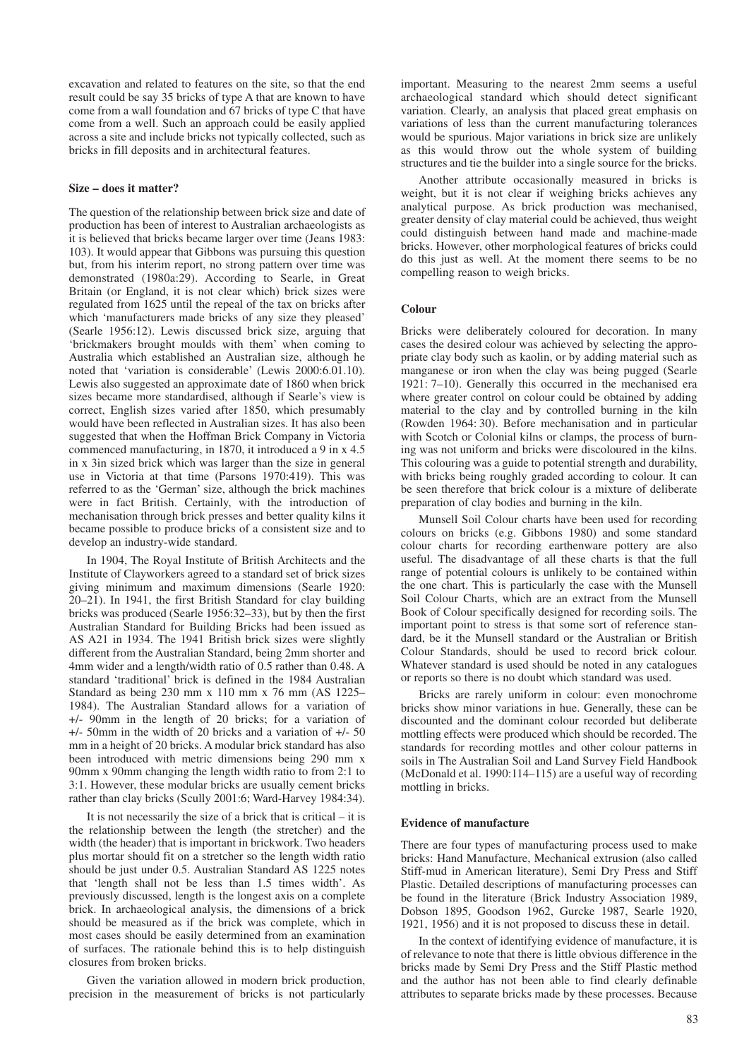excavation and related to features on the site, so that the end result could be say 35 bricks of type A that are known to have come from a wall foundation and 67 bricks of type C that have come from a well. Such an approach could be easily applied across a site and include bricks not typically collected, such as bricks in fill deposits and in architectural features.

### Size – does it matter?

The question of the relationship between brick size and date of production has been of interest to Australian archaeologists as it is believed that bricks became larger over time (Jeans 1983: 103). It would appear that Gibbons was pursuing this question but, from his interim report, no strong pattern over time was demonstrated (1980a:29). According to Searle, in Great Britain (or England, it is not clear which) brick sizes were regulated from 1625 until the repeal of the tax on bricks after which 'manufacturers made bricks of any size they pleased' (Searle 1956:12). Lewis discussed brick size, arguing that 'brickmakers brought moulds with them' when coming to Australia which established an Australian size, although he noted that 'variation is considerable' (Lewis 2000:6.01.10). Lewis also suggested an approximate date of 1860 when brick sizes became more standardised, although if Searle's view is correct, English sizes varied after 1850, which presumably would have been reflected in Australian sizes. It has also been suggested that when the Hoffman Brick Company in Victoria commenced manufacturing, in 1870, it introduced a 9 in x 4.5 in x 3in sized brick which was larger than the size in general use in Victoria at that time (Parsons 1970:419). This was referred to as the 'German' size, although the brick machines were in fact British. Certainly, with the introduction of mechanisation through brick presses and better quality kilns it became possible to produce bricks of a consistent size and to develop an industry-wide standard.

In 1904, The Royal Institute of British Architects and the Institute of Clayworkers agreed to a standard set of brick sizes giving minimum and maximum dimensions (Searle 1920: 20–21). In 1941, the first British Standard for clay building bricks was produced (Searle 1956:32–33), but by then the first Australian Standard for Building Bricks had been issued as AS A21 in 1934. The 1941 British brick sizes were slightly different from the Australian Standard, being 2mm shorter and 4mm wider and a length/width ratio of 0.5 rather than 0.48. A standard 'traditional' brick is defined in the 1984 Australian Standard as being 230 mm x 110 mm x 76 mm (AS 1225–1984). The Australian Standard allows for a variation of +/- 90mm in the length of 20 bricks; for a variation of +/- 50mm in the width of 20 bricks and a variation of +/- 50 mm in a height of 20 bricks. A modular brick standard has also been introduced with metric dimensions being 290 mm x 90mm x 90mm changing the length width ratio to from 2:1 to 3:1. However, these modular bricks are usually cement bricks rather than clay bricks (Scully 2001:6; Ward-Harvey 1984:34).

It is not necessarily the size of a brick that is critical – it is the relationship between the length (the stretcher) and the width (the header) that is important in brickwork. Two headers plus mortar should fit on a stretcher so the length width ratio should be just under 0.5. Australian Standard AS 1225 notes that 'length shall not be less than 1.5 times width'. As previously discussed, length is the longest axis on a complete brick. In archaeological analysis, the dimensions of a brick should be measured as if the brick was complete, which in most cases should be easily determined from an examination of surfaces. The rationale behind this is to help distinguish closures from broken bricks.

Given the variation allowed in modern brick production, precision in the measurement of bricks is not particularly important. Measuring to the nearest 2mm seems a useful archaeological standard which should detect significant variation. Clearly, an analysis that placed great emphasis on variations of less than the current manufacturing tolerances would be spurious. Major variations in brick size are unlikely as this would throw out the whole system of building structures and tie the builder into a single source for the bricks.

Another attribute occasionally measured in bricks is weight, but it is not clear if weighing bricks achieves any analytical purpose. As brick production was mechanised, greater density of clay material could be achieved, thus weight could distinguish between hand made and machine-made bricks. However, other morphological features of bricks could do this just as well. At the moment there seems to be no compelling reason to weigh bricks.

### Colour

Bricks were deliberately coloured for decoration. In many cases the desired colour was achieved by selecting the appropriate clay body such as kaolin, or by adding material such as manganese or iron when the clay was being pugged (Searle 1921: 7–10). Generally this occurred in the mechanised era where greater control on colour could be obtained by adding material to the clay and by controlled burning in the kiln (Rowden 1964: 30). Before mechanisation and in particular with Scotch or Colonial kilns or clamps, the process of burning was not uniform and bricks were discoloured in the kilns. This colouring was a guide to potential strength and durability, with bricks being roughly graded according to colour. It can be seen therefore that brick colour is a mixture of deliberate preparation of clay bodies and burning in the kiln.

Munsell Soil Colour charts have been used for recording colours on bricks (e.g. Gibbons 1980) and some standard colour charts for recording earthenware pottery are also useful. The disadvantage of all these charts is that the full range of potential colours is unlikely to be contained within the one chart. This is particularly the case with the Munsell Soil Colour Charts, which are an extract from the Munsell Book of Colour specifically designed for recording soils. The important point to stress is that some sort of reference standard, be it the Munsell standard or the Australian or British Colour Standards, should be used to record brick colour. Whatever standard is used should be noted in any catalogues or reports so there is no doubt which standard was used.

Bricks are rarely uniform in colour: even monochrome bricks show minor variations in hue. Generally, these can be discounted and the dominant colour recorded but deliberate mottling effects were produced which should be recorded. The standards for recording mottles and other colour patterns in soils in The Australian Soil and Land Survey Field Handbook (McDonald et al. 1990:114–115) are a useful way of recording mottling in bricks.

### Evidence of manufacture

There are four types of manufacturing process used to make bricks: Hand Manufacture, Mechanical extrusion (also called Stiff-mud in American literature), Semi Dry Press and Stiff Plastic. Detailed descriptions of manufacturing processes can be found in the literature (Brick Industry Association 1989, Dobson 1895, Goodson 1962, Gurcke 1987, Searle 1920, 1921, 1956) and it is not proposed to discuss these in detail.

In the context of identifying evidence of manufacture, it is of relevance to note that there is little obvious difference in the bricks made by Semi Dry Press and the Stiff Plastic method and the author has not been able to find clearly definable attributes to separate bricks made by these processes. Because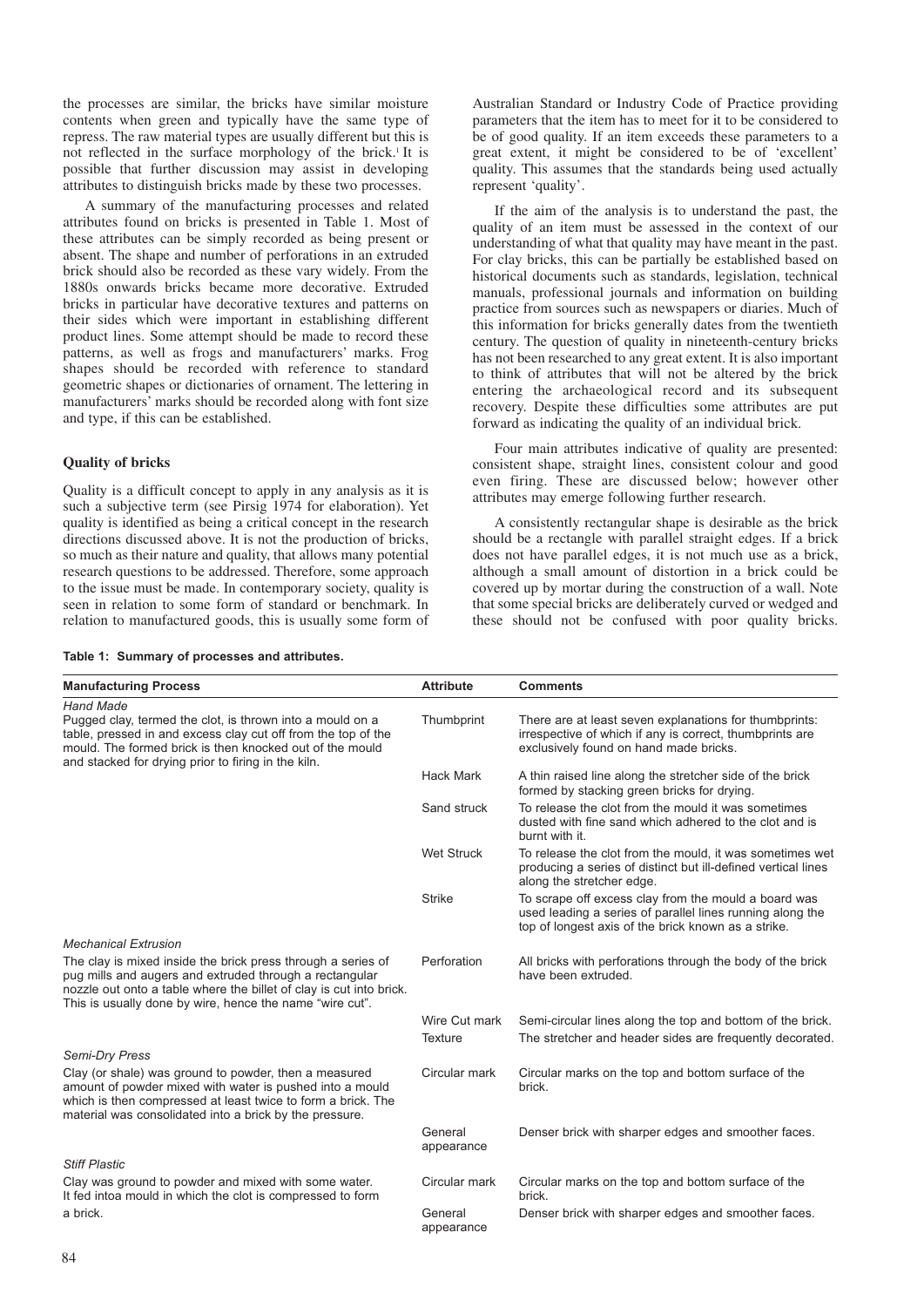the processes are similar, the bricks have similar moisture contents when green and typically have the same type of repress. The raw material types are usually different but this is not reflected in the surface morphology of the brick.[i] It is possible that further discussion may assist in developing attributes to distinguish bricks made by these two processes.

A summary of the manufacturing processes and related attributes found on bricks is presented in Table 1. Most of these attributes can be simply recorded as being present or absent. The shape and number of perforations in an extruded brick should also be recorded as these vary widely. From the 1880s onwards bricks became more decorative. Extruded bricks in particular have decorative textures and patterns on their sides which were important in establishing different product lines. Some attempt should be made to record these patterns, as well as frogs and manufacturers' marks. Frog shapes should be recorded with reference to standard geometric shapes or dictionaries of ornament. The lettering in manufacturers' marks should be recorded along with font size and type, if this can be established.

### Quality of bricks

Quality is a difficult concept to apply in any analysis as it is such a subjective term (see Pirsig 1974 for elaboration). Yet quality is identified as being a critical concept in the research directions discussed above. It is not the production of bricks, so much as their nature and quality, that allows many potential research questions to be addressed. Therefore, some approach to the issue must be made. In contemporary society, quality is seen in relation to some form of standard or benchmark. In relation to manufactured goods, this is usually some form of Australian Standard or Industry Code of Practice providing parameters that the item has to meet for it to be considered to be of good quality. If an item exceeds these parameters to a great extent, it might be considered to be of 'excellent' quality. This assumes that the standards being used actually represent 'quality'.

If the aim of the analysis is to understand the past, the quality of an item must be assessed in the context of our understanding of what that quality may have meant in the past. For clay bricks, this can be partially be established based on historical documents such as standards, legislation, technical manuals, professional journals and information on building practice from sources such as newspapers or diaries. Much of this information for bricks generally dates from the twentieth century. The question of quality in nineteenth-century bricks has not been researched to any great extent. It is also important to think of attributes that will not be altered by the brick entering the archaeological record and its subsequent recovery. Despite these difficulties some attributes are put forward as indicating the quality of an individual brick.

Four main attributes indicative of quality are presented: consistent shape, straight lines, consistent colour and good even firing. These are discussed below; however other attributes may emerge following further research.

A consistently rectangular shape is desirable as the brick should be a rectangle with parallel straight edges. If a brick does not have parallel edges, it is not much use as a brick, although a small amount of distortion in a brick could be covered up by mortar during the construction of a wall. Note that some special bricks are deliberately curved or wedged and these should not be confused with poor quality bricks.

**Table 1: Summary of processes and attributes.**

| Manufacturing Process | Attribute | Comments |
|---|---|---|
| *Hand Made* Pugged clay, termed the clot, is thrown into a mould on a table, pressed in and excess clay cut off from the top of the mould. The formed brick is then knocked out of the mould and stacked for drying prior to firing in the kiln. | Thumbprint | There are at least seven explanations for thumbprints: irrespective of which if any is correct, thumbprints are exclusively found on hand made bricks. |
| | Hack Mark | A thin raised line along the stretcher side of the brick formed by stacking green bricks for drying. |
| | Sand struck | To release the clot from the mould it was sometimes dusted with fine sand which adhered to the clot and is burnt with it. |
| | Wet Struck | To release the clot from the mould, it was sometimes wet producing a series of distinct but ill-defined vertical lines along the stretcher edge. |
| | Strike | To scrape off excess clay from the mould a board was used leading a series of parallel lines running along the top of longest axis of the brick known as a strike. |
| *Mechanical Extrusion* The clay is mixed inside the brick press through a series of pug mills and augers and extruded through a rectangular nozzle out onto a table where the billet of clay is cut into brick. This is usually done by wire, hence the name "wire cut". | Perforation | All bricks with perforations through the body of the brick have been extruded. |
| | Wire Cut mark | Semi-circular lines along the top and bottom of the brick. |
| | Texture | The stretcher and header sides are frequently decorated. |
| *Semi-Dry Press* Clay (or shale) was ground to powder, then a measured amount of powder mixed with water is pushed into a mould which is then compressed at least twice to form a brick. The material was consolidated into a brick by the pressure. | Circular mark | Circular marks on the top and bottom surface of the brick. |
| | General appearance | Denser brick with sharper edges and smoother faces. |
| *Stiff Plastic* Clay was ground to powder and mixed with some water. It fed intoa mould in which the clot is compressed to form a brick. | Circular mark | Circular marks on the top and bottom surface of the brick. |
| | General appearance | Denser brick with sharper edges and smoother faces. |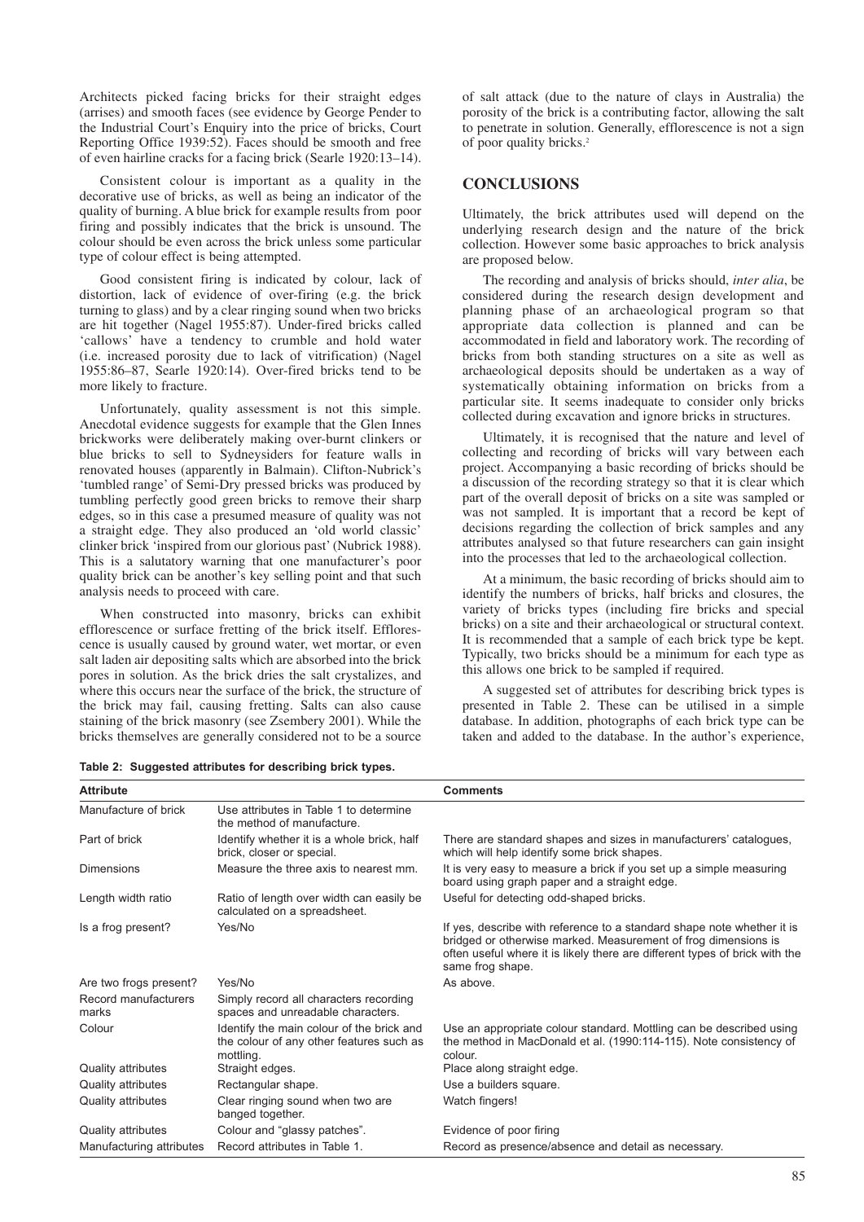Architects picked facing bricks for their straight edges (arrises) and smooth faces (see evidence by George Pender to the Industrial Court's Enquiry into the price of bricks, Court Reporting Office 1939:52). Faces should be smooth and free of even hairline cracks for a facing brick (Searle 1920:13–14).

Consistent colour is important as a quality in the decorative use of bricks, as well as being an indicator of the quality of burning. A blue brick for example results from poor firing and possibly indicates that the brick is unsound. The colour should be even across the brick unless some particular type of colour effect is being attempted.

Good consistent firing is indicated by colour, lack of distortion, lack of evidence of over-firing (e.g. the brick turning to glass) and by a clear ringing sound when two bricks are hit together (Nagel 1955:87). Under-fired bricks called 'callows' have a tendency to crumble and hold water (i.e. increased porosity due to lack of vitrification) (Nagel 1955:86–87, Searle 1920:14). Over-fired bricks tend to be more likely to fracture.

Unfortunately, quality assessment is not this simple. Anecdotal evidence suggests for example that the Glen Innes brickworks were deliberately making over-burnt clinkers or blue bricks to sell to Sydneysiders for feature walls in renovated houses (apparently in Balmain). Clifton-Nubrick's 'tumbled range' of Semi-Dry pressed bricks was produced by tumbling perfectly good green bricks to remove their sharp edges, so in this case a presumed measure of quality was not a straight edge. They also produced an 'old world classic' clinker brick 'inspired from our glorious past' (Nubrick 1988). This is a salutatory warning that one manufacturer's poor quality brick can be another's key selling point and that such analysis needs to proceed with care.

When constructed into masonry, bricks can exhibit efflorescence or surface fretting of the brick itself. Efflorescence is usually caused by ground water, wet mortar, or even salt laden air depositing salts which are absorbed into the brick pores in solution. As the brick dries the salt crystalizes, and where this occurs near the surface of the brick, the structure of the brick may fail, causing fretting. Salts can also cause staining of the brick masonry (see Zsembery 2001). While the bricks themselves are generally considered not to be a source of salt attack (due to the nature of clays in Australia) the porosity of the brick is a contributing factor, allowing the salt to penetrate in solution. Generally, efflorescence is not a sign of poor quality bricks.[2]

## CONCLUSIONS

Ultimately, the brick attributes used will depend on the underlying research design and the nature of the brick collection. However some basic approaches to brick analysis are proposed below.

The recording and analysis of bricks should, *inter alia*, be considered during the research design development and planning phase of an archaeological program so that appropriate data collection is planned and can be accommodated in field and laboratory work. The recording of bricks from both standing structures on a site as well as archaeological deposits should be undertaken as a way of systematically obtaining information on bricks from a particular site. It seems inadequate to consider only bricks collected during excavation and ignore bricks in structures.

Ultimately, it is recognised that the nature and level of collecting and recording of bricks will vary between each project. Accompanying a basic recording of bricks should be a discussion of the recording strategy so that it is clear which part of the overall deposit of bricks on a site was sampled or was not sampled. It is important that a record be kept of decisions regarding the collection of brick samples and any attributes analysed so that future researchers can gain insight into the processes that led to the archaeological collection.

At a minimum, the basic recording of bricks should aim to identify the numbers of bricks, half bricks and closures, the variety of bricks types (including fire bricks and special bricks) on a site and their archaeological or structural context. It is recommended that a sample of each brick type be kept. Typically, two bricks should be a minimum for each type as this allows one brick to be sampled if required.

A suggested set of attributes for describing brick types is presented in Table 2. These can be utilised in a simple database. In addition, photographs of each brick type can be taken and added to the database. In the author's experience,

**Table 2: Suggested attributes for describing brick types.**

| Attribute | | Comments |
|---|---|---|
| Manufacture of brick | Use attributes in Table 1 to determine the method of manufacture. | |
| Part of brick | Identify whether it is a whole brick, half brick, closer or special. | There are standard shapes and sizes in manufacturers' catalogues, which will help identify some brick shapes. |
| Dimensions | Measure the three axis to nearest mm. | It is very easy to measure a brick if you set up a simple measuring board using graph paper and a straight edge. |
| Length width ratio | Ratio of length over width can easily be calculated on a spreadsheet. | Useful for detecting odd-shaped bricks. |
| Is a frog present? | Yes/No | If yes, describe with reference to a standard shape note whether it is bridged or otherwise marked. Measurement of frog dimensions is often useful where it is likely there are different types of brick with the same frog shape. |
| Are two frogs present? | Yes/No | As above. |
| Record manufacturers marks | Simply record all characters recording spaces and unreadable characters. | |
| Colour | Identify the main colour of the brick and the colour of any other features such as mottling. | Use an appropriate colour standard. Mottling can be described using the method in MacDonald et al. (1990:114-115). Note consistency of colour. |
| Quality attributes | Straight edges. | Place along straight edge. |
| Quality attributes | Rectangular shape. | Use a builders square. |
| Quality attributes | Clear ringing sound when two are banged together. | Watch fingers! |
| Quality attributes | Colour and "glassy patches". | Evidence of poor firing |
| Manufacturing attributes | Record attributes in Table 1. | Record as presence/absence and detail as necessary. |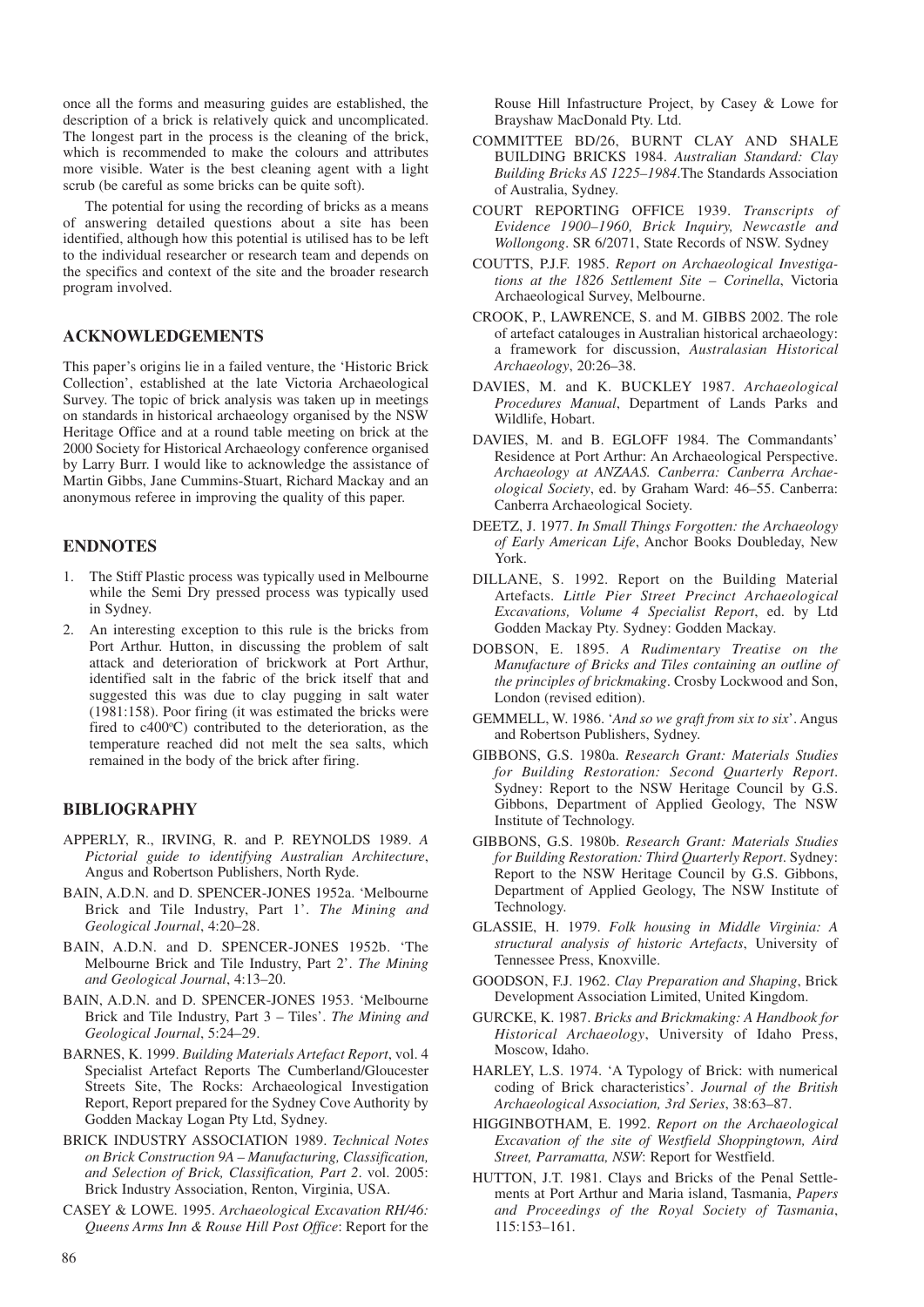once all the forms and measuring guides are established, the description of a brick is relatively quick and uncomplicated. The longest part in the process is the cleaning of the brick, which is recommended to make the colours and attributes more visible. Water is the best cleaning agent with a light scrub (be careful as some bricks can be quite soft).

The potential for using the recording of bricks as a means of answering detailed questions about a site has been identified, although how this potential is utilised has to be left to the individual researcher or research team and depends on the specifics and context of the site and the broader research program involved.

## ACKNOWLEDGEMENTS

This paper's origins lie in a failed venture, the 'Historic Brick Collection', established at the late Victoria Archaeological Survey. The topic of brick analysis was taken up in meetings on standards in historical archaeology organised by the NSW Heritage Office and at a round table meeting on brick at the 2000 Society for Historical Archaeology conference organised by Larry Burr. I would like to acknowledge the assistance of Martin Gibbs, Jane Cummins-Stuart, Richard Mackay and an anonymous referee in improving the quality of this paper.

## ENDNOTES

1. The Stiff Plastic process was typically used in Melbourne while the Semi Dry pressed process was typically used in Sydney.
2. An interesting exception to this rule is the bricks from Port Arthur. Hutton, in discussing the problem of salt attack and deterioration of brickwork at Port Arthur, identified salt in the fabric of the brick itself that and suggested this was due to clay pugging in salt water (1981:158). Poor firing (it was estimated the bricks were fired to c400ºC) contributed to the deterioration, as the temperature reached did not melt the sea salts, which remained in the body of the brick after firing.

## BIBLIOGRAPHY

APPERLY, R., IRVING, R. and P. REYNOLDS 1989. *A Pictorial guide to identifying Australian Architecture*, Angus and Robertson Publishers, North Ryde.

BAIN, A.D.N. and D. SPENCER-JONES 1952a. 'Melbourne Brick and Tile Industry, Part 1'. *The Mining and Geological Journal*, 4:20–28.

BAIN, A.D.N. and D. SPENCER-JONES 1952b. 'The Melbourne Brick and Tile Industry, Part 2'. *The Mining and Geological Journal*, 4:13–20.

BAIN, A.D.N. and D. SPENCER-JONES 1953. 'Melbourne Brick and Tile Industry, Part 3 – Tiles'. *The Mining and Geological Journal*, 5:24–29.

BARNES, K. 1999. *Building Materials Artefact Report*, vol. 4 Specialist Artefact Reports The Cumberland/Gloucester Streets Site, The Rocks: Archaeological Investigation Report, Report prepared for the Sydney Cove Authority by Godden Mackay Logan Pty Ltd, Sydney.

BRICK INDUSTRY ASSOCIATION 1989. *Technical Notes on Brick Construction 9A – Manufacturing, Classification, and Selection of Brick, Classification, Part 2*. vol. 2005: Brick Industry Association, Renton, Virginia, USA.

CASEY & LOWE. 1995. *Archaeological Excavation RH/46: Queens Arms Inn & Rouse Hill Post Office*: Report for the Rouse Hill Infastructure Project, by Casey & Lowe for Brayshaw MacDonald Pty. Ltd.

COMMITTEE BD/26, BURNT CLAY AND SHALE BUILDING BRICKS 1984. *Australian Standard: Clay Building Bricks AS 1225–1984*.The Standards Association of Australia, Sydney.

COURT REPORTING OFFICE 1939. *Transcripts of Evidence 1900–1960, Brick Inquiry, Newcastle and Wollongong*. SR 6/2071, State Records of NSW. Sydney

COUTTS, P.J.F. 1985. *Report on Archaeological Investigations at the 1826 Settlement Site – Corinella*, Victoria Archaeological Survey, Melbourne.

CROOK, P., LAWRENCE, S. and M. GIBBS 2002. The role of artefact catalouges in Australian historical archaeology: a framework for discussion, *Australasian Historical Archaeology*, 20:26–38.

DAVIES, M. and K. BUCKLEY 1987. *Archaeological Procedures Manual*, Department of Lands Parks and Wildlife, Hobart.

DAVIES, M. and B. EGLOFF 1984. The Commandants' Residence at Port Arthur: An Archaeological Perspective. *Archaeology at ANZAAS. Canberra: Canberra Archaeological Society*, ed. by Graham Ward: 46–55. Canberra: Canberra Archaeological Society.

DEETZ, J. 1977. *In Small Things Forgotten: the Archaeology of Early American Life*, Anchor Books Doubleday, New York.

DILLANE, S. 1992. Report on the Building Material Artefacts. *Little Pier Street Precinct Archaeological Excavations, Volume 4 Specialist Report*, ed. by Ltd Godden Mackay Pty. Sydney: Godden Mackay.

DOBSON, E. 1895. *A Rudimentary Treatise on the Manufacture of Bricks and Tiles containing an outline of the principles of brickmaking*. Crosby Lockwood and Son, London (revised edition).

GEMMELL, W. 1986. '*And so we graft from six to six*'. Angus and Robertson Publishers, Sydney.

GIBBONS, G.S. 1980a. *Research Grant: Materials Studies for Building Restoration: Second Quarterly Report*. Sydney: Report to the NSW Heritage Council by G.S. Gibbons, Department of Applied Geology, The NSW Institute of Technology.

GIBBONS, G.S. 1980b. *Research Grant: Materials Studies for Building Restoration: Third Quarterly Report*. Sydney: Report to the NSW Heritage Council by G.S. Gibbons, Department of Applied Geology, The NSW Institute of Technology.

GLASSIE, H. 1979. *Folk housing in Middle Virginia: A structural analysis of historic Artefacts*, University of Tennessee Press, Knoxville.

GOODSON, F.J. 1962. *Clay Preparation and Shaping*, Brick Development Association Limited, United Kingdom.

GURCKE, K. 1987. *Bricks and Brickmaking: A Handbook for Historical Archaeology*, University of Idaho Press, Moscow, Idaho.

HARLEY, L.S. 1974. 'A Typology of Brick: with numerical coding of Brick characteristics'. *Journal of the British Archaeological Association, 3rd Series*, 38:63–87.

HIGGINBOTHAM, E. 1992. *Report on the Archaeological Excavation of the site of Westfield Shoppingtown, Aird Street, Parramatta, NSW*: Report for Westfield.

HUTTON, J.T. 1981. Clays and Bricks of the Penal Settlements at Port Arthur and Maria island, Tasmania, *Papers and Proceedings of the Royal Society of Tasmania*, 115:153–161.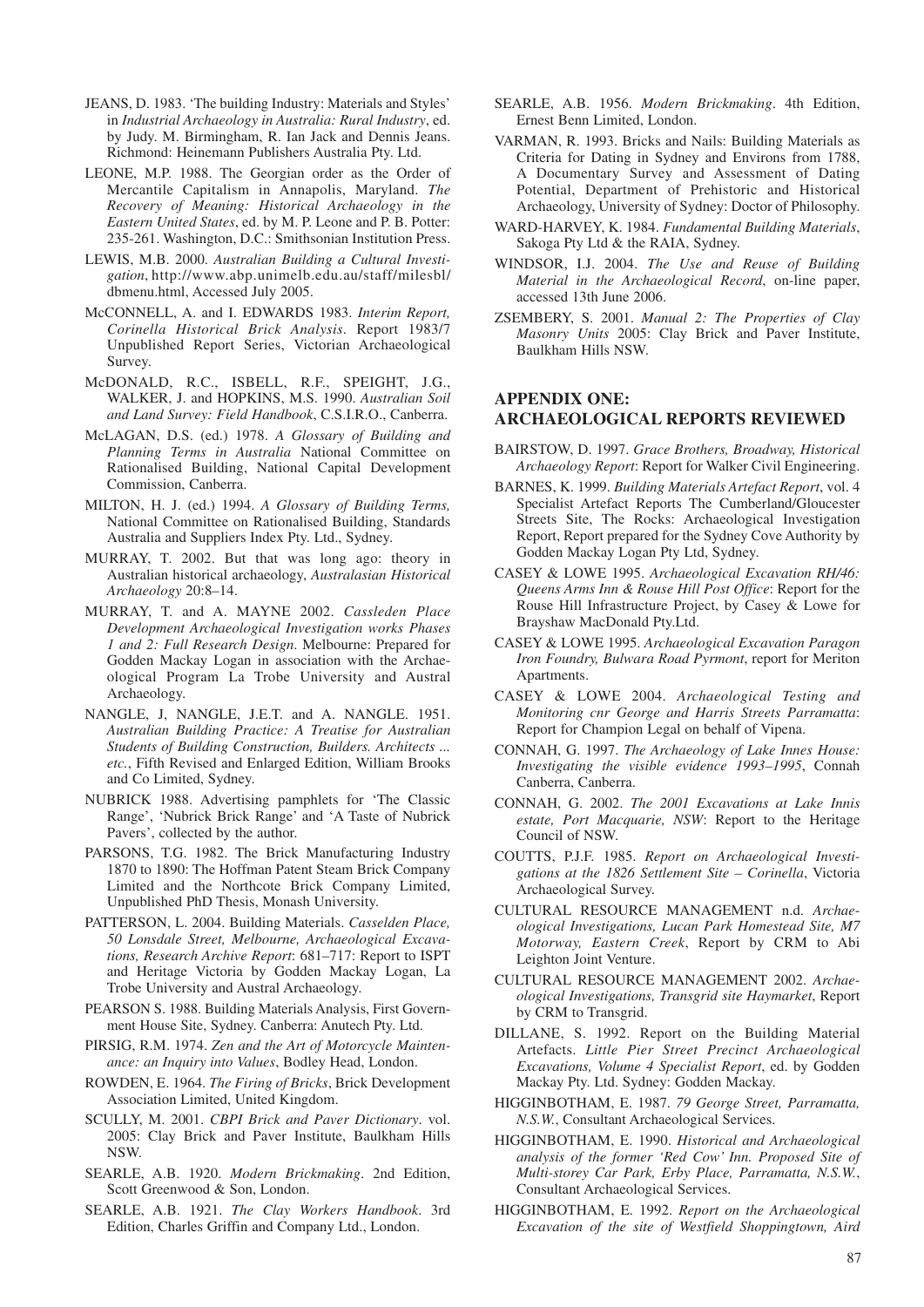JEANS, D. 1983. 'The building Industry: Materials and Styles' in *Industrial Archaeology in Australia: Rural Industry*, ed. by Judy. M. Birmingham, R. Ian Jack and Dennis Jeans. Richmond: Heinemann Publishers Australia Pty. Ltd.

LEONE, M.P. 1988. The Georgian order as the Order of Mercantile Capitalism in Annapolis, Maryland. *The Recovery of Meaning: Historical Archaeology in the Eastern United States*, ed. by M. P. Leone and P. B. Potter: 235-261. Washington, D.C.: Smithsonian Institution Press.

LEWIS, M.B. 2000. *Australian Building a Cultural Investigation*, http://www.abp.unimelb.edu.au/staff/milesbl/dbmenu.html, Accessed July 2005.

McCONNELL, A. and I. EDWARDS 1983. *Interim Report, Corinella Historical Brick Analysis*. Report 1983/7 Unpublished Report Series, Victorian Archaeological Survey.

McDONALD, R.C., ISBELL, R.F., SPEIGHT, J.G., WALKER, J. and HOPKINS, M.S. 1990. *Australian Soil and Land Survey: Field Handbook*, C.S.I.R.O., Canberra.

McLAGAN, D.S. (ed.) 1978. *A Glossary of Building and Planning Terms in Australia* National Committee on Rationalised Building, National Capital Development Commission, Canberra.

MILTON, H. J. (ed.) 1994. *A Glossary of Building Terms,* National Committee on Rationalised Building, Standards Australia and Suppliers Index Pty. Ltd., Sydney.

MURRAY, T. 2002. But that was long ago: theory in Australian historical archaeology, *Australasian Historical Archaeology* 20:8–14.

MURRAY, T. and A. MAYNE 2002. *Cassleden Place Development Archaeological Investigation works Phases 1 and 2: Full Research Design*. Melbourne: Prepared for Godden Mackay Logan in association with the Archaeological Program La Trobe University and Austral Archaeology.

NANGLE, J, NANGLE, J.E.T. and A. NANGLE. 1951. *Australian Building Practice: A Treatise for Australian Students of Building Construction, Builders. Architects ... etc.*, Fifth Revised and Enlarged Edition, William Brooks and Co Limited, Sydney.

NUBRICK 1988. Advertising pamphlets for 'The Classic Range', 'Nubrick Brick Range' and 'A Taste of Nubrick Pavers', collected by the author.

PARSONS, T.G. 1982. The Brick Manufacturing Industry 1870 to 1890: The Hoffman Patent Steam Brick Company Limited and the Northcote Brick Company Limited, Unpublished PhD Thesis, Monash University.

PATTERSON, L. 2004. Building Materials. *Casselden Place, 50 Lonsdale Street, Melbourne, Archaeological Excavations, Research Archive Report*: 681–717: Report to ISPT and Heritage Victoria by Godden Mackay Logan, La Trobe University and Austral Archaeology.

PEARSON S. 1988. Building Materials Analysis, First Government House Site, Sydney. Canberra: Anutech Pty. Ltd.

PIRSIG, R.M. 1974. *Zen and the Art of Motorcycle Maintenance: an Inquiry into Values*, Bodley Head, London.

ROWDEN, E. 1964. *The Firing of Bricks*, Brick Development Association Limited, United Kingdom.

SCULLY, M. 2001. *CBPI Brick and Paver Dictionary*. vol. 2005: Clay Brick and Paver Institute, Baulkham Hills NSW.

SEARLE, A.B. 1920. *Modern Brickmaking*. 2nd Edition, Scott Greenwood & Son, London.

SEARLE, A.B. 1921. *The Clay Workers Handbook*. 3rd Edition, Charles Griffin and Company Ltd., London.

SEARLE, A.B. 1956. *Modern Brickmaking*. 4th Edition, Ernest Benn Limited, London.

VARMAN, R. 1993. Bricks and Nails: Building Materials as Criteria for Dating in Sydney and Environs from 1788, A Documentary Survey and Assessment of Dating Potential, Department of Prehistoric and Historical Archaeology, University of Sydney: Doctor of Philosophy.

WARD-HARVEY, K. 1984. *Fundamental Building Materials*, Sakoga Pty Ltd & the RAIA, Sydney.

WINDSOR, I.J. 2004. *The Use and Reuse of Building Material in the Archaeological Record*, on-line paper, accessed 13th June 2006.

ZSEMBERY, S. 2001. *Manual 2: The Properties of Clay Masonry Units* 2005: Clay Brick and Paver Institute, Baulkham Hills NSW.

## APPENDIX ONE: ARCHAEOLOGICAL REPORTS REVIEWED

BAIRSTOW, D. 1997. *Grace Brothers, Broadway, Historical Archaeology Report*: Report for Walker Civil Engineering.

BARNES, K. 1999. *Building Materials Artefact Report*, vol. 4 Specialist Artefact Reports The Cumberland/Gloucester Streets Site, The Rocks: Archaeological Investigation Report, Report prepared for the Sydney Cove Authority by Godden Mackay Logan Pty Ltd, Sydney.

CASEY & LOWE 1995. *Archaeological Excavation RH/46: Queens Arms Inn & Rouse Hill Post Office*: Report for the Rouse Hill Infrastructure Project, by Casey & Lowe for Brayshaw MacDonald Pty.Ltd.

CASEY & LOWE 1995. *Archaeological Excavation Paragon Iron Foundry, Bulwara Road Pyrmont*, report for Meriton Apartments.

CASEY & LOWE 2004. *Archaeological Testing and Monitoring cnr George and Harris Streets Parramatta*: Report for Champion Legal on behalf of Vipena.

CONNAH, G. 1997. *The Archaeology of Lake Innes House: Investigating the visible evidence 1993–1995*, Connah Canberra, Canberra.

CONNAH, G. 2002. *The 2001 Excavations at Lake Innis estate, Port Macquarie, NSW*: Report to the Heritage Council of NSW.

COUTTS, P.J.F. 1985. *Report on Archaeological Investigations at the 1826 Settlement Site – Corinella*, Victoria Archaeological Survey.

CULTURAL RESOURCE MANAGEMENT n.d. *Archaeological Investigations, Lucan Park Homestead Site, M7 Motorway, Eastern Creek*, Report by CRM to Abi Leighton Joint Venture.

CULTURAL RESOURCE MANAGEMENT 2002. *Archaeological Investigations, Transgrid site Haymarket*, Report by CRM to Transgrid.

DILLANE, S. 1992. Report on the Building Material Artefacts. *Little Pier Street Precinct Archaeological Excavations, Volume 4 Specialist Report*, ed. by Godden Mackay Pty. Ltd. Sydney: Godden Mackay.

HIGGINBOTHAM, E. 1987. *79 George Street, Parramatta, N.S.W.*, Consultant Archaeological Services.

HIGGINBOTHAM, E. 1990. *Historical and Archaeological analysis of the former 'Red Cow' Inn. Proposed Site of Multi-storey Car Park, Erby Place, Parramatta, N.S.W.*, Consultant Archaeological Services.

HIGGINBOTHAM, E. 1992. *Report on the Archaeological Excavation of the site of Westfield Shoppingtown, Aird*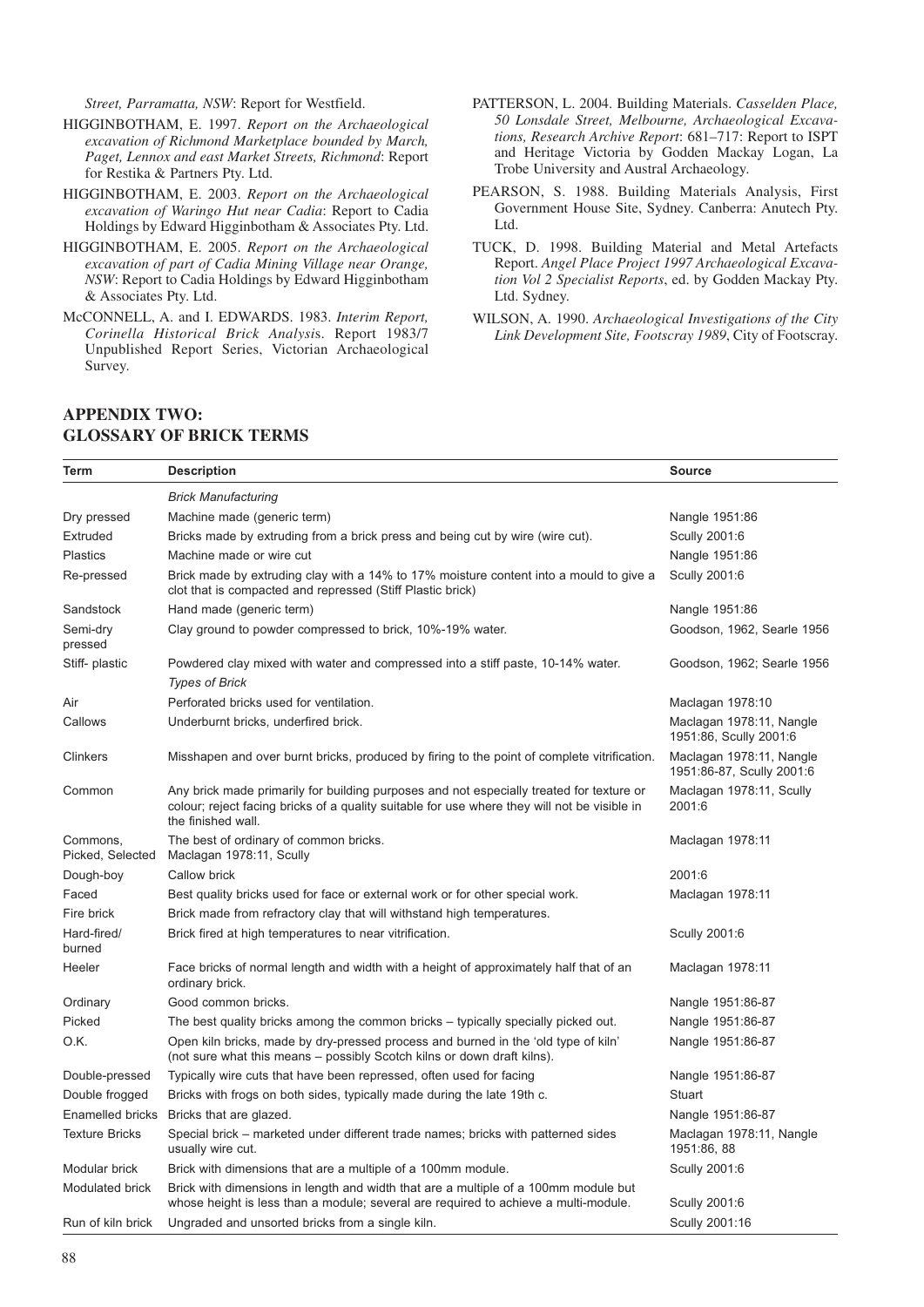*Street, Parramatta, NSW*: Report for Westfield.

HIGGINBOTHAM, E. 1997. *Report on the Archaeological excavation of Richmond Marketplace bounded by March, Paget, Lennox and east Market Streets, Richmond*: Report for Restika & Partners Pty. Ltd.

HIGGINBOTHAM, E. 2003. *Report on the Archaeological excavation of Waringo Hut near Cadia*: Report to Cadia Holdings by Edward Higginbotham & Associates Pty. Ltd.

HIGGINBOTHAM, E. 2005. *Report on the Archaeological excavation of part of Cadia Mining Village near Orange, NSW*: Report to Cadia Holdings by Edward Higginbotham & Associates Pty. Ltd.

McCONNELL, A. and I. EDWARDS. 1983. *Interim Report, Corinella Historical Brick Analysis*. Report 1983/7 Unpublished Report Series, Victorian Archaeological Survey.

PATTERSON, L. 2004. Building Materials. *Casselden Place, 50 Lonsdale Street, Melbourne, Archaeological Excavations, Research Archive Report*: 681–717: Report to ISPT and Heritage Victoria by Godden Mackay Logan, La Trobe University and Austral Archaeology.

PEARSON, S. 1988. Building Materials Analysis, First Government House Site, Sydney. Canberra: Anutech Pty. Ltd.

TUCK, D. 1998. Building Material and Metal Artefacts Report. *Angel Place Project 1997 Archaeological Excavation Vol 2 Specialist Reports*, ed. by Godden Mackay Pty. Ltd. Sydney.

WILSON, A. 1990. *Archaeological Investigations of the City Link Development Site, Footscray 1989*, City of Footscray.

## APPENDIX TWO: GLOSSARY OF BRICK TERMS

| Term | Description | Source |
|---|---|---|
| | *Brick Manufacturing* | |
| Dry pressed | Machine made (generic term) | Nangle 1951:86 |
| Extruded | Bricks made by extruding from a brick press and being cut by wire (wire cut). | Scully 2001:6 |
| Plastics | Machine made or wire cut | Nangle 1951:86 |
| Re-pressed | Brick made by extruding clay with a 14% to 17% moisture content into a mould to give a clot that is compacted and repressed (Stiff Plastic brick) | Scully 2001:6 |
| Sandstock | Hand made (generic term) | Nangle 1951:86 |
| Semi-dry pressed | Clay ground to powder compressed to brick, 10%-19% water. | Goodson, 1962, Searle 1956 |
| Stiff- plastic | Powdered clay mixed with water and compressed into a stiff paste, 10-14% water. | Goodson, 1962; Searle 1956 |
| | *Types of Brick* | |
| Air | Perforated bricks used for ventilation. | Maclagan 1978:10 |
| Callows | Underburnt bricks, underfired brick. | Maclagan 1978:11, Nangle 1951:86, Scully 2001:6 |
| Clinkers | Misshapen and over burnt bricks, produced by firing to the point of complete vitrification. | Maclagan 1978:11, Nangle 1951:86-87, Scully 2001:6 |
| Common | Any brick made primarily for building purposes and not especially treated for texture or colour; reject facing bricks of a quality suitable for use where they will not be visible in the finished wall. | Maclagan 1978:11, Scully 2001:6 |
| Commons, Picked, Selected | The best of ordinary of common bricks. Maclagan 1978:11, Scully | Maclagan 1978:11 |
| Dough-boy | Callow brick | 2001:6 |
| Faced | Best quality bricks used for face or external work or for other special work. | Maclagan 1978:11 |
| Fire brick | Brick made from refractory clay that will withstand high temperatures. | |
| Hard-fired/ burned | Brick fired at high temperatures to near vitrification. | Scully 2001:6 |
| Heeler | Face bricks of normal length and width with a height of approximately half that of an ordinary brick. | Maclagan 1978:11 |
| Ordinary | Good common bricks. | Nangle 1951:86-87 |
| Picked | The best quality bricks among the common bricks – typically specially picked out. | Nangle 1951:86-87 |
| O.K. | Open kiln bricks, made by dry-pressed process and burned in the 'old type of kiln' (not sure what this means – possibly Scotch kilns or down draft kilns). | Nangle 1951:86-87 |
| Double-pressed | Typically wire cuts that have been repressed, often used for facing | Nangle 1951:86-87 |
| Double frogged | Bricks with frogs on both sides, typically made during the late 19th c. | Stuart |
| Enamelled bricks | Bricks that are glazed. | Nangle 1951:86-87 |
| Texture Bricks | Special brick – marketed under different trade names; bricks with patterned sides usually wire cut. | Maclagan 1978:11, Nangle 1951:86, 88 |
| Modular brick | Brick with dimensions that are a multiple of a 100mm module. | Scully 2001:6 |
| Modulated brick | Brick with dimensions in length and width that are a multiple of a 100mm module but whose height is less than a module; several are required to achieve a multi-module. | Scully 2001:6 |
| Run of kiln brick | Ungraded and unsorted bricks from a single kiln. | Scully 2001:16 |